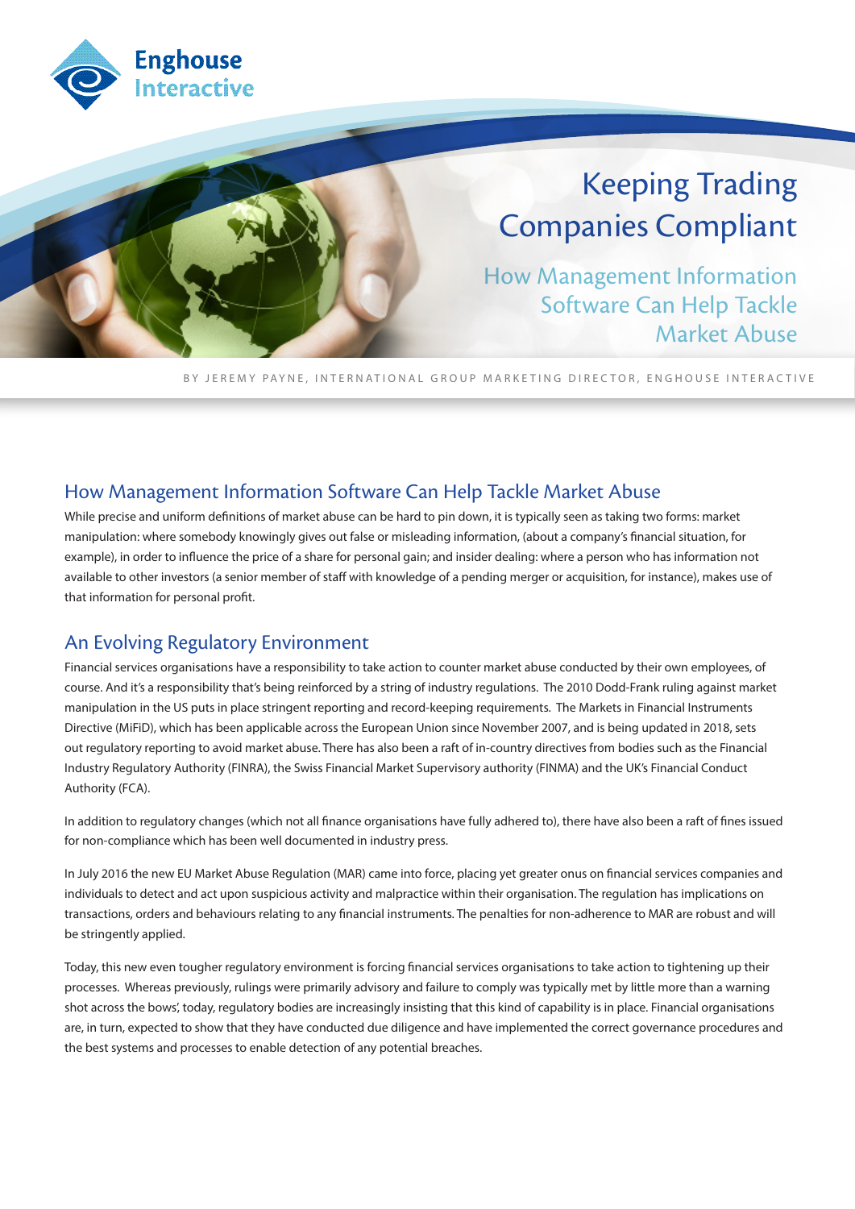Enghouse Interactive

# Keeping Trading Companies Compliant

## How Management Information Software Can Help Tackle Market Abuse

BY JEREMY PAYNE, INTERNATIONAL GROUP MARKETING DIRECTOR, ENGHOUSE INTERACTIVE

## How Management Information Software Can Help Tackle Market Abuse

While precise and uniform definitions of market abuse can be hard to pin down, it is typically seen as taking two forms: market manipulation: where somebody knowingly gives out false or misleading information, (about a company's financial situation, for example), in order to influence the price of a share for personal gain; and insider dealing: where a person who has information not available to other investors (a senior member of staff with knowledge of a pending merger or acquisition, for instance), makes use of that information for personal profit.

## An Evolving Regulatory Environment

Financial services organisations have a responsibility to take action to counter market abuse conducted by their own employees, of course. And it's a responsibility that's being reinforced by a string of industry regulations. The 2010 Dodd-Frank ruling against market manipulation in the US puts in place stringent reporting and record-keeping requirements. The Markets in Financial Instruments Directive (MiFID), which has been applicable across the European Union since November 2007, and is being updated in 2018, sets out regulatory reporting to avoid market abuse. There has also been a raft of in-country directives from bodies such as the Financial Industry Regulatory Authority (FINRA), the Swiss Financial Market Supervisory authority (FINMA) and the UK's Financial Conduct Authority (FCA).

In addition to regulatory changes (which not all finance organisations have fully adhered to), there have also been a raft of fines issued for non-compliance which has been well documented in industry press.

In July 2016 the new EU Market Abuse Regulation (MAR) came into force, placing yet greater onus on financial services companies and individuals to detect and act upon suspicious activity and malpractice within their organisation. The regulation has implications on transactions, orders and behaviours relating to any financial instruments. The penalties for non-adherence to MAR are robust and will be stringently applied.

Today, this new even tougher regulatory environment is forcing financial services organisations to take action to tightening up their processes. Whereas previously, rulings were primarily advisory and failure to comply was typically met by little more than a warning shot across the bows', today, regulatory bodies are increasingly insisting that this kind of capability is in place. Financial organisations are, in turn, expected to show that they have conducted due diligence and have implemented the correct governance procedures and the best systems and processes to enable detection of any potential breaches.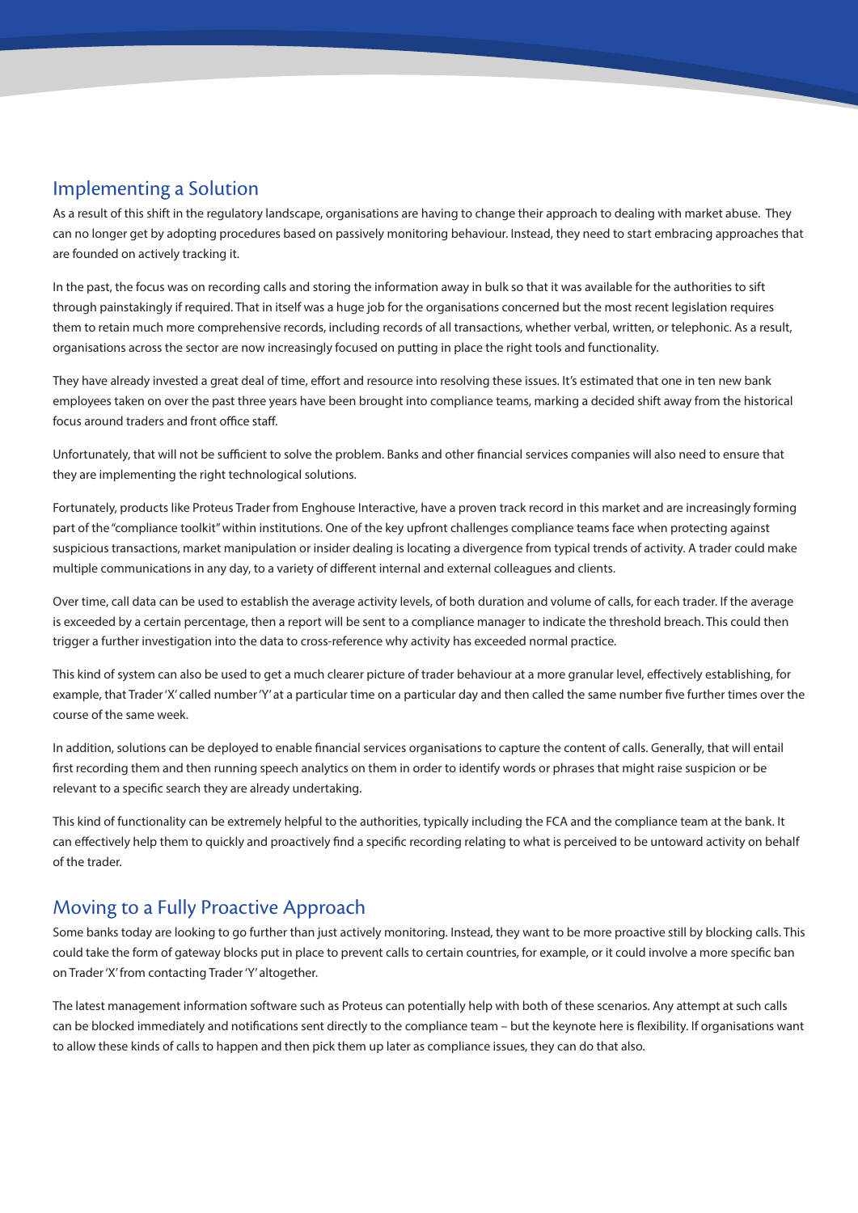## Implementing a Solution

As a result of this shift in the regulatory landscape, organisations are having to change their approach to dealing with market abuse. They can no longer get by adopting procedures based on passively monitoring behaviour. Instead, they need to start embracing approaches that are founded on actively tracking it.

In the past, the focus was on recording calls and storing the information away in bulk so that it was available for the authorities to sift through painstakingly if required. That in itself was a huge job for the organisations concerned but the most recent legislation requires them to retain much more comprehensive records, including records of all transactions, whether verbal, written, or telephonic. As a result, organisations across the sector are now increasingly focused on putting in place the right tools and functionality.

They have already invested a great deal of time, effort and resource into resolving these issues. It's estimated that one in ten new bank employees taken on over the past three years have been brought into compliance teams, marking a decided shift away from the historical focus around traders and front office staff.

Unfortunately, that will not be sufficient to solve the problem. Banks and other financial services companies will also need to ensure that they are implementing the right technological solutions.

Fortunately, products like Proteus Trader from Enghouse Interactive, have a proven track record in this market and are increasingly forming part of the "compliance toolkit" within institutions. One of the key upfront challenges compliance teams face when protecting against suspicious transactions, market manipulation or insider dealing is locating a divergence from typical trends of activity. A trader could make multiple communications in any day, to a variety of different internal and external colleagues and clients.

Over time, call data can be used to establish the average activity levels, of both duration and volume of calls, for each trader. If the average is exceeded by a certain percentage, then a report will be sent to a compliance manager to indicate the threshold breach. This could then trigger a further investigation into the data to cross-reference why activity has exceeded normal practice.

This kind of system can also be used to get a much clearer picture of trader behaviour at a more granular level, effectively establishing, for example, that Trader 'X' called number 'Y' at a particular time on a particular day and then called the same number five further times over the course of the same week.

In addition, solutions can be deployed to enable financial services organisations to capture the content of calls. Generally, that will entail first recording them and then running speech analytics on them in order to identify words or phrases that might raise suspicion or be relevant to a specific search they are already undertaking.

This kind of functionality can be extremely helpful to the authorities, typically including the FCA and the compliance team at the bank. It can effectively help them to quickly and proactively find a specific recording relating to what is perceived to be untoward activity on behalf of the trader.

## Moving to a Fully Proactive Approach

Some banks today are looking to go further than just actively monitoring. Instead, they want to be more proactive still by blocking calls. This could take the form of gateway blocks put in place to prevent calls to certain countries, for example, or it could involve a more specific ban on Trader 'X' from contacting Trader 'Y' altogether.

The latest management information software such as Proteus can potentially help with both of these scenarios. Any attempt at such calls can be blocked immediately and notifications sent directly to the compliance team – but the keynote here is flexibility. If organisations want to allow these kinds of calls to happen and then pick them up later as compliance issues, they can do that also.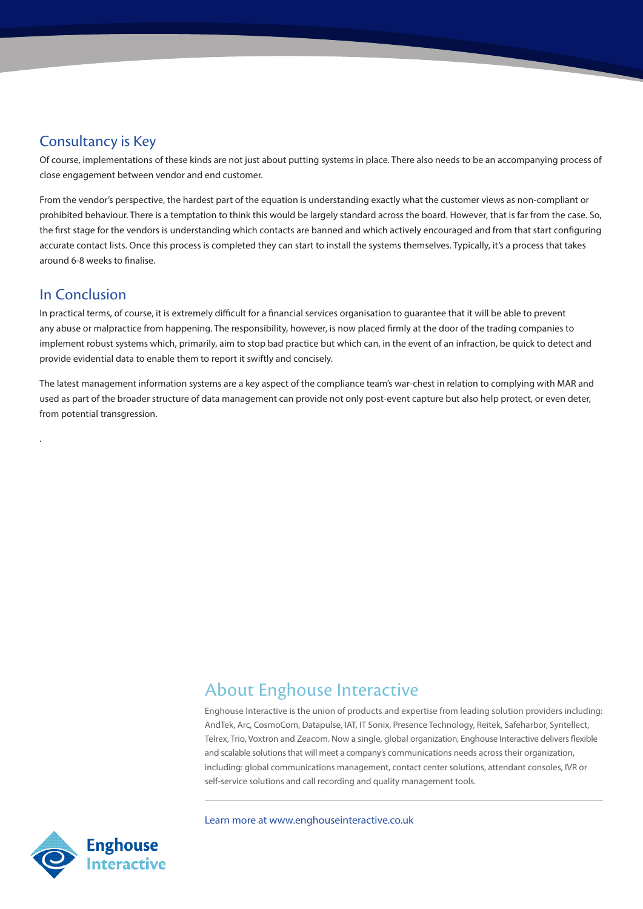## Consultancy is Key

Of course, implementations of these kinds are not just about putting systems in place. There also needs to be an accompanying process of close engagement between vendor and end customer.

From the vendor's perspective, the hardest part of the equation is understanding exactly what the customer views as non-compliant or prohibited behaviour. There is a temptation to think this would be largely standard across the board. However, that is far from the case. So, the first stage for the vendors is understanding which contacts are banned and which actively encouraged and from that start configuring accurate contact lists. Once this process is completed they can start to install the systems themselves. Typically, it's a process that takes around 6-8 weeks to finalise.

## In Conclusion

In practical terms, of course, it is extremely difficult for a financial services organisation to guarantee that it will be able to prevent any abuse or malpractice from happening. The responsibility, however, is now placed firmly at the door of the trading companies to implement robust systems which, primarily, aim to stop bad practice but which can, in the event of an infraction, be quick to detect and provide evidential data to enable them to report it swiftly and concisely.

The latest management information systems are a key aspect of the compliance team's war-chest in relation to complying with MAR and used as part of the broader structure of data management can provide not only post-event capture but also help protect, or even deter, from potential transgression.

.

## About Enghouse Interactive

Enghouse Interactive is the union of products and expertise from leading solution providers including: AndTek, Arc, CosmoCom, Datapulse, IAT, IT Sonix, Presence Technology, Reitek, Safeharbor, Syntellect, Telrex, Trio, Voxtron and Zeacom. Now a single, global organization, Enghouse Interactive delivers flexible and scalable solutions that will meet a company's communications needs across their organization, including: global communications management, contact center solutions, attendant consoles, IVR or self-service solutions and call recording and quality management tools.

Learn more at www.enghouseinteractive.co.uk

Enghouse Interactive